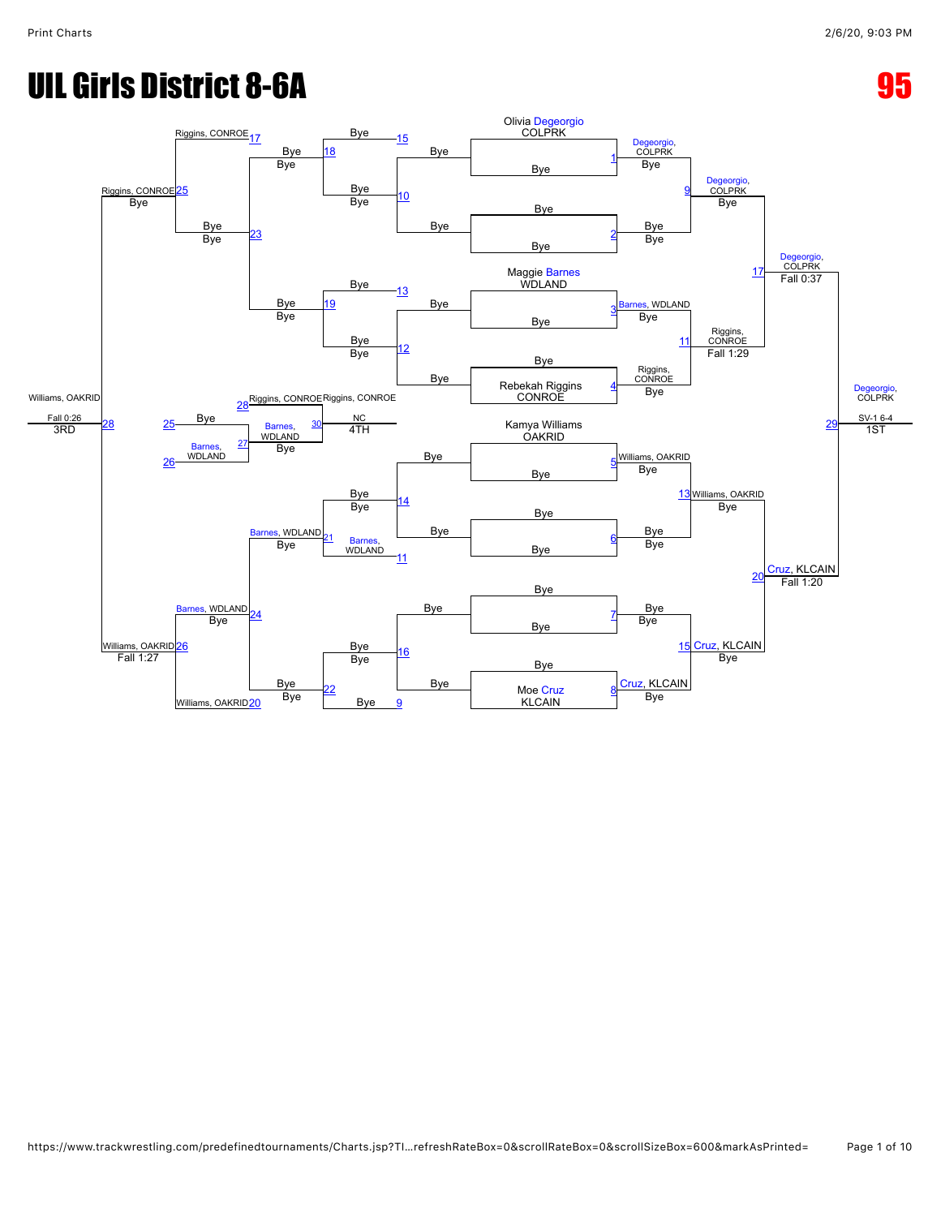# UIL Girls District 8-6A

**95**

## Championship Bracket

| Bout | Wrestler 1 | Wrestler 2 | Winner | Result |
| --- | --- | --- | --- | --- |
| 1 | Olivia Degeorgio, COLPRK | Bye | Degeorgio, COLPRK | Bye |
| 2 | Bye | Bye | Bye | Bye |
| 3 | Maggie Barnes, WDLAND | Bye | Barnes, WDLAND | Bye |
| 4 | Bye | Rebekah Riggins, CONROE | Riggins, CONROE | Bye |
| 5 | Kamya Williams, OAKRID | Bye | Williams, OAKRID | Bye |
| 6 | Bye | Bye | Bye | Bye |
| 7 | Bye | Bye | Bye | Bye |
| 8 | Bye | Moe Cruz, KLCAIN | Cruz, KLCAIN | Bye |
| 9 | Degeorgio, COLPRK | Bye | Degeorgio, COLPRK | Bye |
| 11 | Barnes, WDLAND | Riggins, CONROE | Riggins, CONROE | Fall 1:29 |
| 13 | Williams, OAKRID | Bye | Williams, OAKRID | Bye |
| 15 | Bye | Cruz, KLCAIN | Cruz, KLCAIN | Bye |
| 17 | Degeorgio, COLPRK | Riggins, CONROE | Degeorgio, COLPRK | Fall 0:37 |
| 20 | Williams, OAKRID | Cruz, KLCAIN | Cruz, KLCAIN | Fall 1:20 |
| 29 | Degeorgio, COLPRK | Cruz, KLCAIN | Degeorgio, COLPRK (1ST) | SV-1 6-4 |

## Consolation Bracket

| Bout | Wrestler 1 | Wrestler 2 | Winner | Result |
| --- | --- | --- | --- | --- |
| 15 | Bye | Bye | Bye | |
| 10 | Bye | Bye | Bye | Bye |
| 13 | Bye | Bye | Bye | |
| 12 | Bye | Bye | Bye | Bye |
| 14 | Bye | Bye | Bye | Bye |
| 11 | Bye | Barnes, WDLAND | Barnes, WDLAND | |
| 16 | Bye | Bye | Bye | Bye |
| 9 | Bye | Williams, OAKRID | Bye | |
| 18 | Bye | Bye | Bye | Bye |
| 19 | Bye | Bye | Bye | Bye |
| 21 | Bye | Barnes, WDLAND | Barnes, WDLAND | Bye |
| 22 | Bye | Bye | Bye | Bye |
| 17 | Riggins, CONROE | Bye | Riggins, CONROE | |
| 23 | Bye | Bye | Bye | Bye |
| 24 | Barnes, WDLAND | Bye | Barnes, WDLAND | Bye |
| 20 | Williams, OAKRID | Bye | Williams, OAKRID | |
| 25 | Riggins, CONROE | Bye | Riggins, CONROE | Bye |
| 26 | Barnes, WDLAND | Williams, OAKRID | Williams, OAKRID | Fall 1:27 |
| 28 | Riggins, CONROE | Williams, OAKRID | Williams, OAKRID (3RD) | Fall 0:26 |

## 5th/4th Place

| Bout | Wrestler 1 | Wrestler 2 | Winner | Result |
| --- | --- | --- | --- | --- |
| 25 | Bye | | | |
| 26 | Barnes, WDLAND | | | |
| 27 | Bye | Barnes, WDLAND | Barnes, WDLAND | Bye |
| 28 | Riggins, CONROE | | | |
| 30 | Riggins, CONROE | Barnes, WDLAND | Riggins, CONROE (4TH) | NC |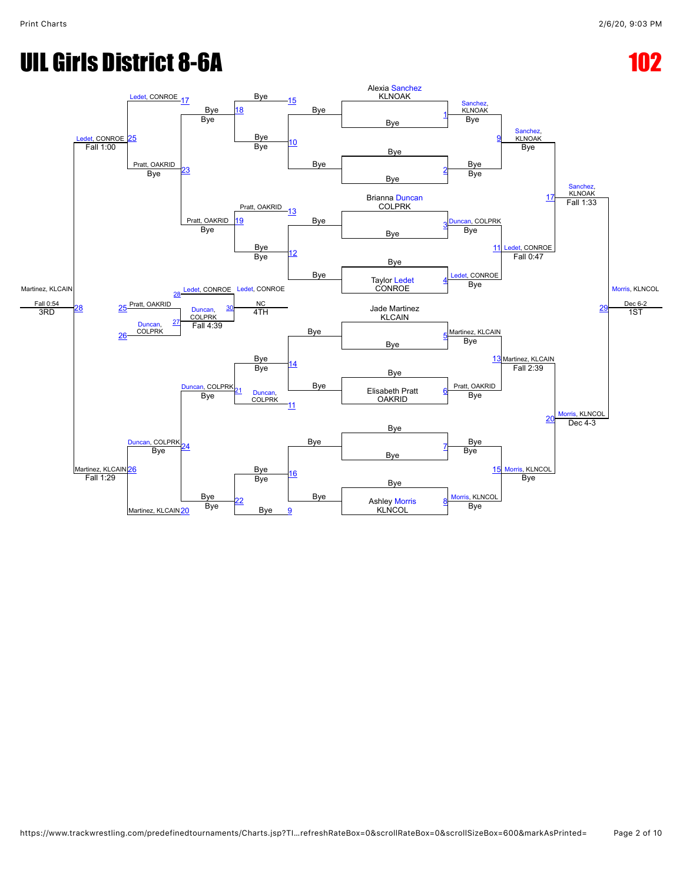# UIL Girls District 8-6A

# 102

## Championship Bracket

| Bout | Wrestler | Result |
|---|---|---|
| 1 | Alexia Sanchez, KLNOAK vs Bye | Sanchez, KLNOAK (Bye) |
| 2 | Bye vs Bye | Bye |
| 3 | Brianna Duncan, COLPRK vs Bye | Duncan, COLPRK (Bye) |
| 4 | Bye vs Taylor Ledet, CONROE | Ledet, CONROE (Bye) |
| 5 | Jade Martinez, KLCAIN vs Bye | Martinez, KLCAIN (Bye) |
| 6 | Bye vs Elisabeth Pratt, OAKRID | Pratt, OAKRID (Bye) |
| 7 | Bye vs Bye | Bye |
| 8 | Bye vs Ashley Morris, KLNCOL | Morris, KLNCOL (Bye) |
| 9 | Sanchez, KLNOAK vs Bye | Sanchez, KLNOAK (Bye) |
| 11 | Duncan, COLPRK vs Ledet, CONROE | Ledet, CONROE (Fall 0:47) |
| 13 | Martinez, KLCAIN vs Pratt, OAKRID | Martinez, KLCAIN (Fall 2:39) |
| 15 | Bye vs Morris, KLNCOL | Morris, KLNCOL (Bye) |
| 17 | Sanchez, KLNOAK vs Ledet, CONROE | Sanchez, KLNOAK (Fall 1:33) |
| 20 | Martinez, KLCAIN vs Morris, KLNCOL | Morris, KLNCOL (Dec 4-3) |
| 29 | Sanchez, KLNOAK vs Morris, KLNCOL | Morris, KLNCOL (Dec 6-2) — 1ST |

## Consolation Bracket

| Bout | Wrestler | Result |
|---|---|---|
| 10 | Bye vs Bye | Bye |
| 12 | Bye vs Bye | Bye |
| 14 | Bye vs Bye | Bye |
| 16 | Bye vs Bye | Bye |
| 15 | Bye | Bye |
| 18 | Bye vs Bye | Bye |
| 13 | Pratt, OAKRID | Pratt, OAKRID |
| 19 | Pratt, OAKRID vs Bye | Pratt, OAKRID (Bye) |
| 11 | Duncan, COLPRK | Duncan, COLPRK |
| 21 | Duncan, COLPRK vs Bye | Duncan, COLPRK (Bye) |
| 9 | Bye | Bye |
| 22 | Bye vs Bye | Bye |
| 17 | Ledet, CONROE | Ledet, CONROE |
| 23 | Pratt, OAKRID vs Bye | Pratt, OAKRID (Bye) |
| 24 | Duncan, COLPRK vs Bye | Duncan, COLPRK (Bye) |
| 20 | Martinez, KLCAIN | Martinez, KLCAIN |
| 25 | Ledet, CONROE vs Pratt, OAKRID | Ledet, CONROE (Fall 1:00) |
| 26 | Duncan, COLPRK vs Martinez, KLCAIN | Martinez, KLCAIN (Fall 1:29) |
| 28 | Ledet, CONROE vs Martinez, KLCAIN | Martinez, KLCAIN (Fall 0:54) — 3RD |
| 27 | Pratt, OAKRID vs Duncan, COLPRK | Duncan, COLPRK (Fall 4:39) |
| 30 | Ledet, CONROE vs Duncan, COLPRK | Ledet, CONROE (NC) — 4TH |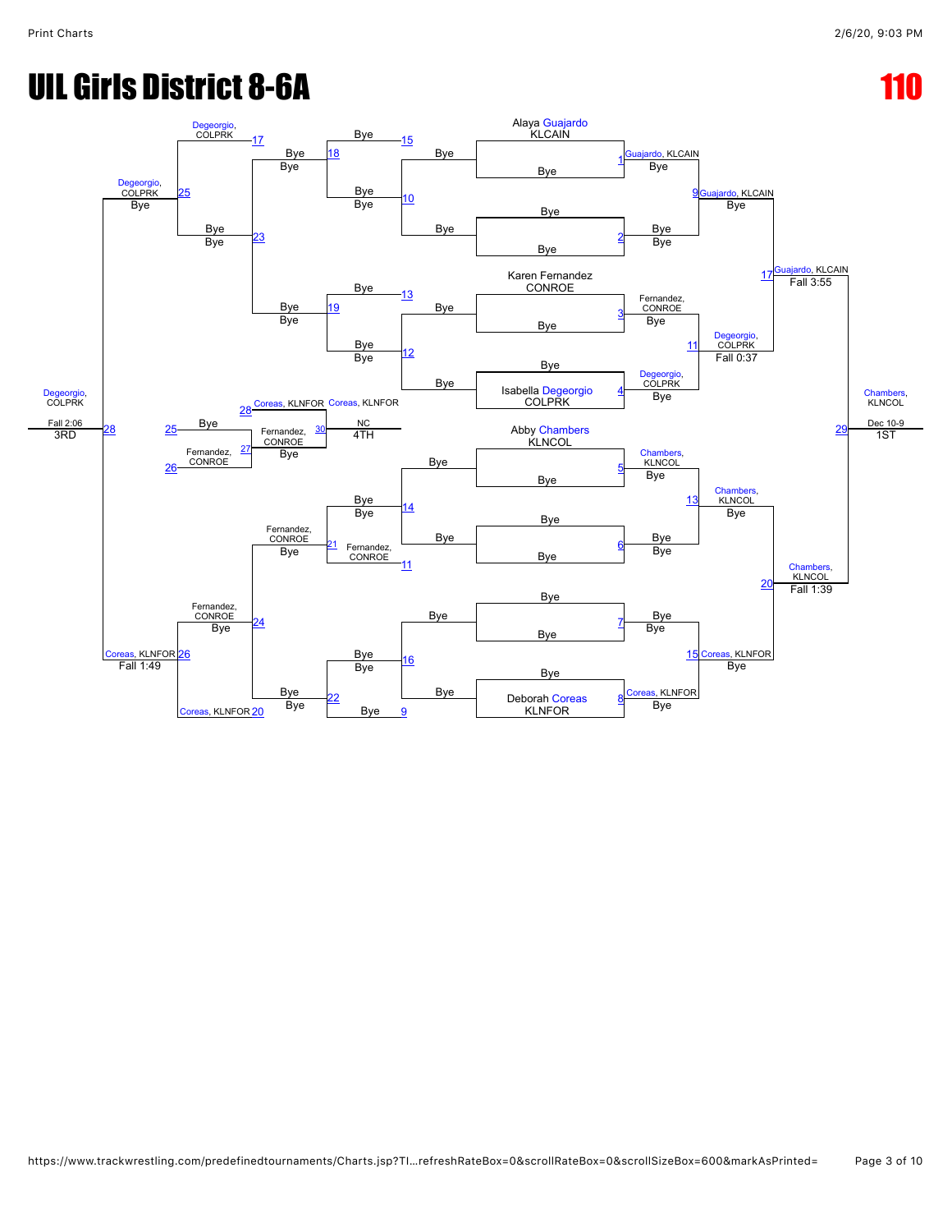# UIL Girls District 8-6A

# 110

## Championship Bracket

| Match | Wrestler 1 | Wrestler 2 | Winner | Result |
|---|---|---|---|---|
| 1 | Alaya Guajardo, KLCAIN | Bye | Guajardo, KLCAIN | Bye |
| 2 | Bye | Bye | Bye | Bye |
| 3 | Karen Fernandez, CONROE | Bye | Fernandez, CONROE | Bye |
| 4 | Bye | Isabella Degeorgio, COLPRK | Degeorgio, COLPRK | Bye |
| 5 | Abby Chambers, KLNCOL | Bye | Chambers, KLNCOL | Bye |
| 6 | Bye | Bye | Bye | Bye |
| 7 | Bye | Bye | Bye | Bye |
| 8 | Bye | Deborah Coreas, KLNFOR | Coreas, KLNFOR | Bye |
| 9 | Guajardo, KLCAIN | Bye | Guajardo, KLCAIN | Bye |
| 11 | Fernandez, CONROE | Degeorgio, COLPRK | Degeorgio, COLPRK | Fall 0:37 |
| 13 | Chambers, KLNCOL | Bye | Chambers, KLNCOL | Bye |
| 15 | Bye | Coreas, KLNFOR | Coreas, KLNFOR | Bye |
| 17 | Guajardo, KLCAIN | Degeorgio, COLPRK | Guajardo, KLCAIN | Fall 3:55 |
| 20 | Chambers, KLNCOL | Coreas, KLNFOR | Chambers, KLNCOL | Fall 1:39 |
| 29 | Guajardo, KLCAIN | Chambers, KLNCOL | Chambers, KLNCOL | Dec 10-9 (1ST) |

## Consolation Bracket

| Match | Wrestler 1 | Wrestler 2 | Winner | Result |
|---|---|---|---|---|
| 15 | Bye | Bye | Bye | |
| 10 | Bye | Bye | Bye | |
| 13 | Bye | Bye | Bye | |
| 12 | Bye | Bye | Bye | |
| 14 | Bye | Bye | Bye | |
| 11 | Bye | Fernandez, CONROE | Fernandez, CONROE | |
| 16 | Bye | Bye | Bye | |
| 9 | Bye | Bye | Bye | |
| 18 | Bye | Bye | Bye | Bye |
| 19 | Bye | Bye | Bye | Bye |
| 21 | Bye | Fernandez, CONROE | Fernandez, CONROE | Bye |
| 22 | Bye | Bye | Bye | Bye |
| 17 | Degeorgio, COLPRK | Bye | Degeorgio, COLPRK | |
| 23 | Bye | Bye | Bye | Bye |
| 24 | Fernandez, CONROE | Bye | Fernandez, CONROE | Bye |
| 20 | Coreas, KLNFOR | | Coreas, KLNFOR | |
| 25 | Degeorgio, COLPRK | Bye | Degeorgio, COLPRK | Bye |
| 26 | Fernandez, CONROE | Coreas, KLNFOR | Coreas, KLNFOR | Fall 1:49 |
| 28 | Degeorgio, COLPRK | Coreas, KLNFOR | Degeorgio, COLPRK | Fall 2:06 (3RD) |

## 5th Place Bracket

| Match | Wrestler 1 | Wrestler 2 | Winner | Result |
|---|---|---|---|---|
| 27 | Bye (25) | Fernandez, CONROE (26) | Fernandez, CONROE | Bye |
| 30 | Coreas, KLNFOR (28) | Fernandez, CONROE | Coreas, KLNFOR | NC (4TH) |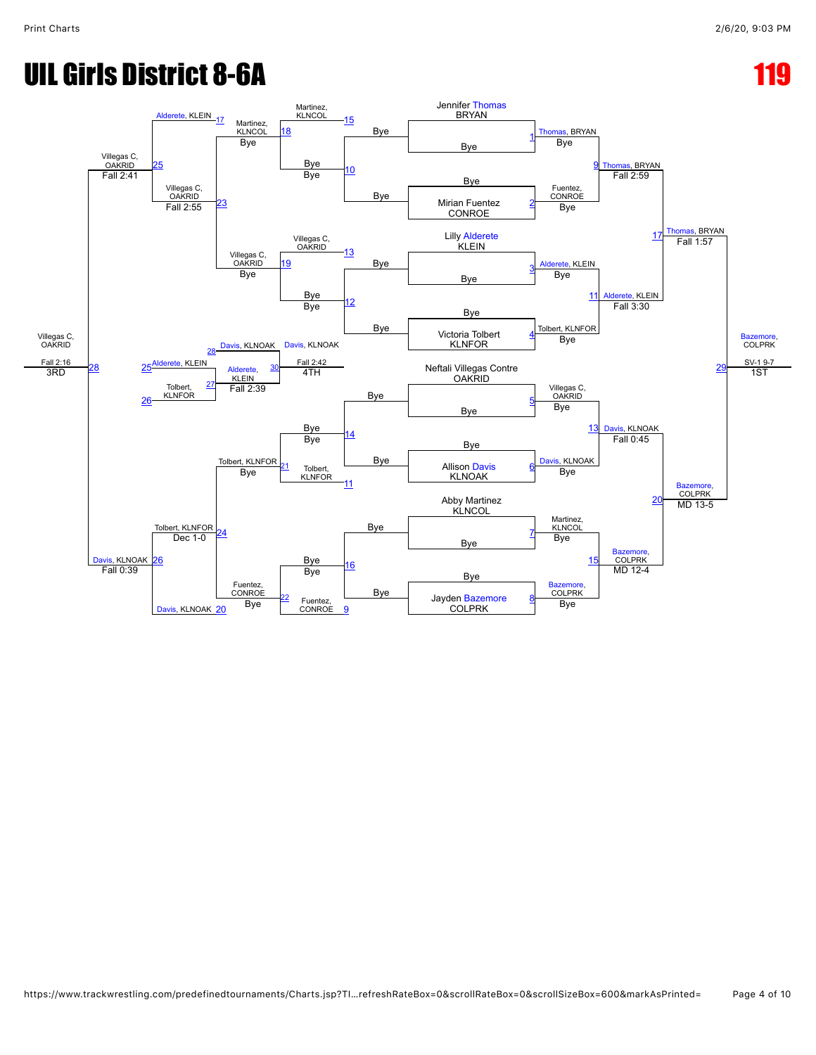# UIL Girls District 8-6A

**119**

## Championship Bracket

| Bout | Wrestler 1 | Wrestler 2 | Winner | Result |
|---|---|---|---|---|
| 1 | Jennifer Thomas, BRYAN | Bye | Thomas, BRYAN | Bye |
| 2 | Bye | Mirian Fuentez, CONROE | Fuentez, CONROE | Bye |
| 3 | Lilly Alderete, KLEIN | Bye | Alderete, KLEIN | Bye |
| 4 | Bye | Victoria Tolbert, KLNFOR | Tolbert, KLNFOR | Bye |
| 5 | Neftali Villegas Contre, OAKRID | Bye | Villegas C, OAKRID | Bye |
| 6 | Bye | Allison Davis, KLNOAK | Davis, KLNOAK | Bye |
| 7 | Abby Martinez, KLNCOL | Bye | Martinez, KLNCOL | Bye |
| 8 | Bye | Jayden Bazemore, COLPRK | Bazemore, COLPRK | Bye |
| 9 | Thomas, BRYAN | Fuentez, CONROE | Thomas, BRYAN | Fall 2:59 |
| 11 | Alderete, KLEIN | Tolbert, KLNFOR | Alderete, KLEIN | Fall 3:30 |
| 13 | Villegas C, OAKRID | Davis, KLNOAK | Davis, KLNOAK | Fall 0:45 |
| 15 | Martinez, KLNCOL | Bazemore, COLPRK | Bazemore, COLPRK | MD 12-4 |
| 17 | Thomas, BRYAN | Alderete, KLEIN | Thomas, BRYAN | Fall 1:57 |
| 20 | Davis, KLNOAK | Bazemore, COLPRK | Bazemore, COLPRK | MD 13-5 |
| 29 | Thomas, BRYAN | Bazemore, COLPRK | Bazemore, COLPRK | SV-1 9-7 (1ST) |

## Consolation Bracket

| Bout | Wrestler 1 | Wrestler 2 | Winner | Result |
|---|---|---|---|---|
| 10 | Bye | Bye | Bye | Bye |
| 12 | Bye | Bye | Bye | Bye |
| 14 | Bye | Bye | Bye | Bye |
| 16 | Bye | Bye | Bye | Bye |
| 18 | Martinez, KLNCOL (from 15) | Bye (from 10) | Martinez, KLNCOL | Bye |
| 19 | Villegas C, OAKRID (from 13) | Bye (from 12) | Villegas C, OAKRID | Bye |
| 21 | Bye (from 14) | Tolbert, KLNFOR (from 11) | Tolbert, KLNFOR | Bye |
| 22 | Bye (from 16) | Fuentez, CONROE (from 9) | Fuentez, CONROE | Bye |
| 23 | Martinez, KLNCOL | Villegas C, OAKRID | Villegas C, OAKRID | Fall 2:55 |
| 24 | Tolbert, KLNFOR | Fuentez, CONROE | Tolbert, KLNFOR | Dec 1-0 |
| 25 | Alderete, KLEIN (from 17) | Villegas C, OAKRID | Villegas C, OAKRID | Fall 2:41 |
| 26 | Tolbert, KLNFOR | Davis, KLNOAK (from 20) | Davis, KLNOAK | Fall 0:39 |
| 28 | Villegas C, OAKRID | Davis, KLNOAK | Villegas C, OAKRID | Fall 2:16 (3RD) |
| 27 | Alderete, KLEIN (from 25) | Tolbert, KLNFOR (from 26) | Alderete, KLEIN | Fall 2:39 |
| 30 | Davis, KLNOAK (from 28) | Alderete, KLEIN | Davis, KLNOAK | Fall 2:42 (4TH) |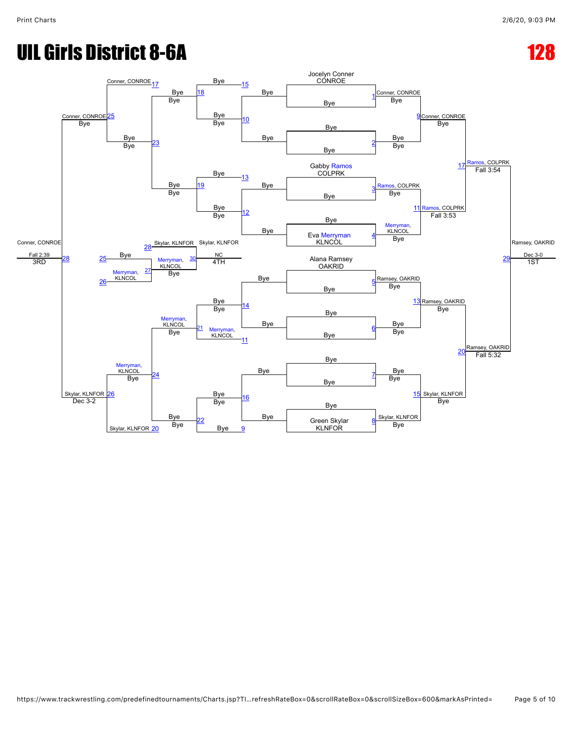# UIL Girls District 8-6A

# 128

## Championship Bracket

**Round 1**

- Bout 1: Jocelyn Conner (CONROE) vs Bye — Conner, CONROE
- Bout 2: Bye vs Bye — Bye
- Bout 3: Gabby Ramos (COLPRK) vs Bye — Ramos, COLPRK
- Bout 4: Bye vs Eva Merryman (KLNCOL) — Merryman, KLNCOL
- Bout 5: Alana Ramsey (OAKRID) vs Bye — Ramsey, OAKRID
- Bout 6: Bye vs Bye — Bye
- Bout 7: Bye vs Bye — Bye
- Bout 8: Bye vs Green Skylar (KLNFOR) — Skylar, KLNFOR

**Quarterfinals**

- Bout 9: Conner, CONROE vs Bye — Conner, CONROE
- Bout 11: Ramos, COLPRK vs Merryman, KLNCOL — Ramos, COLPRK (Fall 3:53)
- Bout 13: Ramsey, OAKRID vs Bye — Ramsey, OAKRID
- Bout 15: Bye vs Skylar, KLNFOR — Skylar, KLNFOR

**Semifinals**

- Bout 17: Conner, CONROE vs Ramos, COLPRK — Ramos, COLPRK (Fall 3:54)
- Bout 20: Ramsey, OAKRID vs Skylar, KLNFOR — Ramsey, OAKRID (Fall 5:32)

**Final (1ST)**

- Bout 29: Ramos, COLPRK vs Ramsey, OAKRID — Ramsey, OAKRID (Dec 3-0) — 1ST

## Consolation Bracket

- Bout 15: Bye vs Bye — Bye
- Bout 10: Bye vs Bye — Bye
- Bout 13: Bye vs Bye — Bye
- Bout 12: Bye vs Bye — Bye
- Bout 14: Bye vs Bye — Bye
- Bout 11: Bye vs Merryman, KLNCOL — Merryman, KLNCOL
- Bout 16: Bye vs Bye — Bye
- Bout 9: Bye vs Bye — Bye
- Bout 18: Bye vs Bye — Bye
- Bout 19: Bye vs Bye — Bye
- Bout 21: Bye vs Merryman, KLNCOL — Merryman, KLNCOL
- Bout 22: Bye vs Bye — Bye
- Bout 17: Conner, CONROE vs Bye — Conner, CONROE
- Bout 23: Bye vs Bye — Bye
- Bout 24: Merryman, KLNCOL vs Bye — Merryman, KLNCOL
- Bout 20: Skylar, KLNFOR vs Bye — Skylar, KLNFOR
- Bout 25: Conner, CONROE vs Bye — Conner, CONROE
- Bout 26: Merryman, KLNCOL vs Skylar, KLNFOR — Skylar, KLNFOR (Dec 3-2)

**3rd Place**

- Bout 28: Conner, CONROE vs Skylar, KLNFOR — Conner, CONROE (Fall 2:39) — 3RD

**4th Place**

- Bout 25: Bye
- Bout 26: Merryman, KLNCOL
- Bout 27: Merryman, KLNCOL vs Bye — Merryman, KLNCOL
- Bout 28: Skylar, KLNFOR
- Bout 30: Skylar, KLNFOR vs Merryman, KLNCOL — Skylar, KLNFOR (NC) — 4TH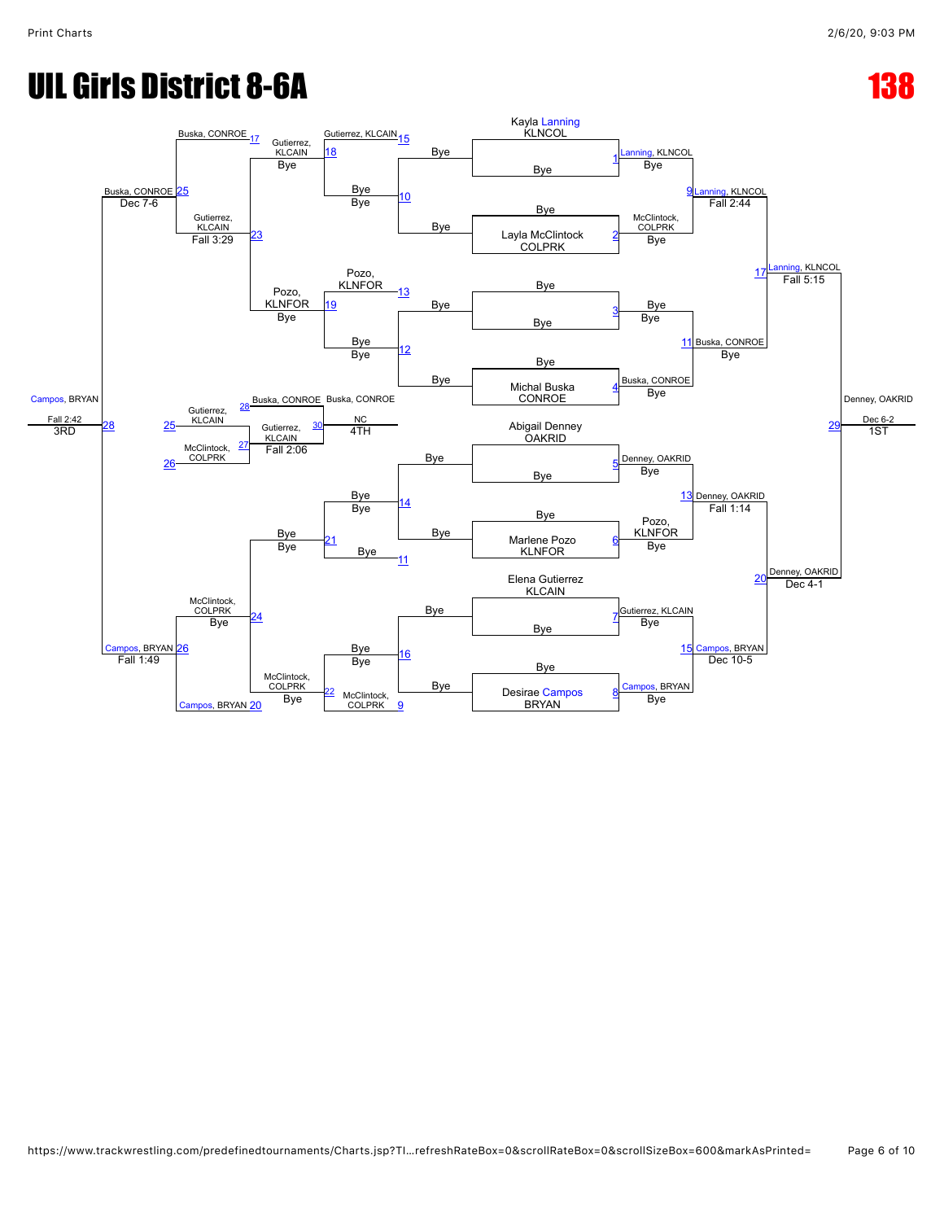# UIL Girls District 8-6A

# 138

## Championship Bracket

| Bout | Wrestler 1 | Wrestler 2 | Winner | Result |
|---|---|---|---|---|
| 1 | Kayla Lanning, KLNCOL | Bye | Lanning, KLNCOL | Bye |
| 2 | Bye | Layla McClintock, COLPRK | McClintock, COLPRK | Bye |
| 3 | Bye | Bye | Bye | Bye |
| 4 | Bye | Michal Buska, CONROE | Buska, CONROE | Bye |
| 5 | Abigail Denney, OAKRID | Bye | Denney, OAKRID | Bye |
| 6 | Bye | Marlene Pozo, KLNFOR | Pozo, KLNFOR | Bye |
| 7 | Elena Gutierrez, KLCAIN | Bye | Gutierrez, KLCAIN | Bye |
| 8 | Bye | Desirae Campos, BRYAN | Campos, BRYAN | Bye |
| 9 | Lanning, KLNCOL | McClintock, COLPRK | Lanning, KLNCOL | Fall 2:44 |
| 11 | Bye | Buska, CONROE | Buska, CONROE | Bye |
| 13 | Denney, OAKRID | Pozo, KLNFOR | Denney, OAKRID | Fall 1:14 |
| 15 | Gutierrez, KLCAIN | Campos, BRYAN | Campos, BRYAN | Dec 10-5 |
| 17 | Lanning, KLNCOL | Buska, CONROE | Lanning, KLNCOL | Fall 5:15 |
| 20 | Denney, OAKRID | Campos, BRYAN | Denney, OAKRID | Dec 4-1 |
| 29 | Lanning, KLNCOL | Denney, OAKRID | Denney, OAKRID (1ST) | Dec 6-2 |

## Consolation Bracket

| Bout | Wrestler 1 | Wrestler 2 | Winner | Result |
|---|---|---|---|---|
| 10 | Bye | Bye | Bye | Bye |
| 12 | Bye | Bye | Bye | Bye |
| 14 | Bye | Bye | Bye | Bye |
| 16 | Bye | Bye | Bye | Bye |
| 18 | Gutierrez, KLCAIN (15) | Bye | Gutierrez, KLCAIN | Bye |
| 19 | Pozo, KLNFOR (13) | Bye | Pozo, KLNFOR | Bye |
| 21 | Bye | Bye (11) | Bye | Bye |
| 22 | Bye | McClintock, COLPRK (9) | McClintock, COLPRK | Bye |
| 23 | Gutierrez, KLCAIN | Pozo, KLNFOR | Gutierrez, KLCAIN | Fall 3:29 |
| 24 | Bye | McClintock, COLPRK | McClintock, COLPRK | Bye |
| 25 | Buska, CONROE (17) | Gutierrez, KLCAIN | Buska, CONROE | Dec 7-6 |
| 26 | McClintock, COLPRK | Campos, BRYAN (20) | Campos, BRYAN | Fall 1:49 |
| 27 | Gutierrez, KLCAIN (25) | McClintock, COLPRK (26) | Gutierrez, KLCAIN | Fall 2:06 |
| 28 | Buska, CONROE | Campos, BRYAN | Campos, BRYAN (3RD) | Fall 2:42 |
| 30 | Buska, CONROE (28) | Gutierrez, KLCAIN | Buska, CONROE (4TH) | NC |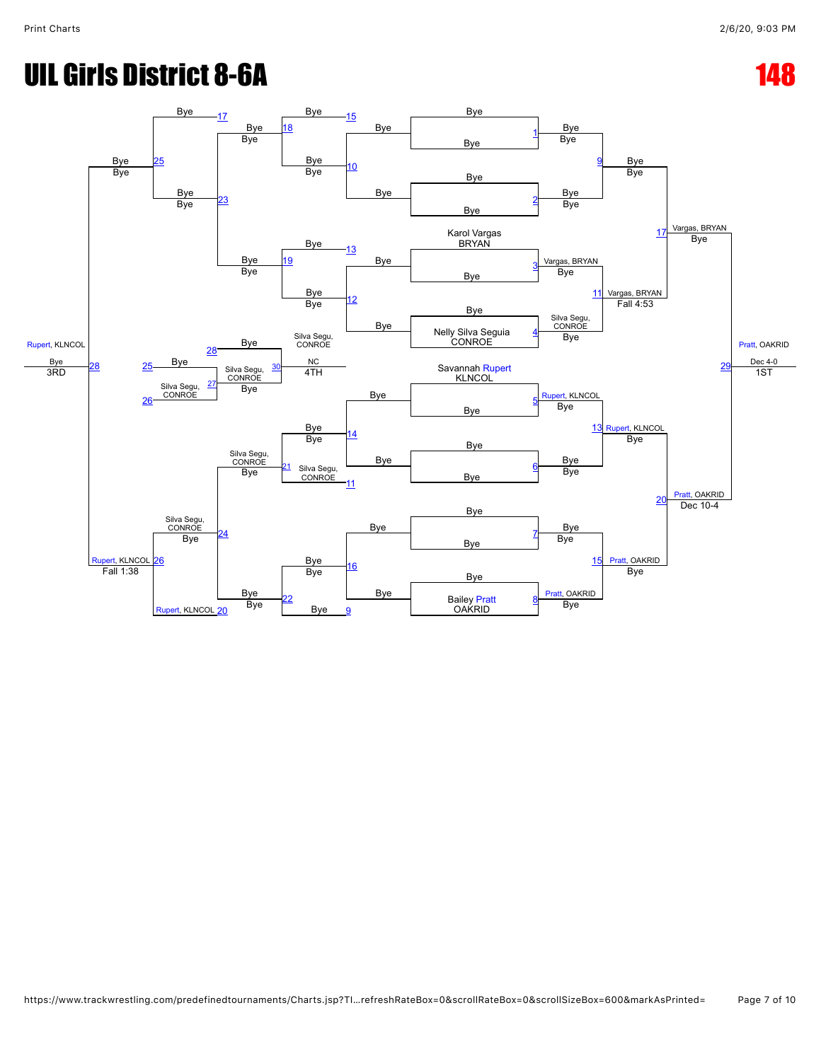# UIL Girls District 8-6A

# 148

## Championship Bracket

| Match | Wrestler 1 | Wrestler 2 | Winner | Result |
|---|---|---|---|---|
| 1 | Bye | Bye | Bye | |
| 2 | Bye | Bye | Bye | |
| 3 | Karol Vargas, BRYAN | Bye | Vargas, BRYAN | Bye |
| 4 | Bye | Nelly Silva Seguia, CONROE | Silva Segu, CONROE | Bye |
| 5 | Savannah Rupert, KLNCOL | Bye | Rupert, KLNCOL | Bye |
| 6 | Bye | Bye | Bye | |
| 7 | Bye | Bye | Bye | |
| 8 | Bye | Bailey Pratt, OAKRID | Pratt, OAKRID | Bye |
| 9 | Bye | Bye | Bye | |
| 11 | Vargas, BRYAN | Silva Segu, CONROE | Vargas, BRYAN | Fall 4:53 |
| 13 | Rupert, KLNCOL | Bye | Rupert, KLNCOL | Bye |
| 15 | Bye | Pratt, OAKRID | Pratt, OAKRID | Bye |
| 17 | Bye | Vargas, BRYAN | Vargas, BRYAN | Bye |
| 20 | Rupert, KLNCOL | Pratt, OAKRID | Pratt, OAKRID | Dec 10-4 |
| 29 | Vargas, BRYAN | Pratt, OAKRID | Pratt, OAKRID | Dec 4-0 — 1ST |

## Consolation Bracket

| Match | Wrestler 1 | Wrestler 2 | Winner | Result |
|---|---|---|---|---|
| 9 | Bye | Bye | Bye | |
| 10 | Bye | Bye | Bye | |
| 11 | Silva Segu, CONROE | Bye | Silva Segu, CONROE | |
| 12 | Bye | Bye | Bye | |
| 13 | Bye | Bye | Bye | |
| 14 | Bye | Bye | Bye | |
| 15 | Bye | Bye | Bye | |
| 16 | Bye | Bye | Bye | |
| 17 | Bye | Bye | Bye | |
| 18 | Bye | Bye | Bye | |
| 19 | Bye | Bye | Bye | |
| 20 | Rupert, KLNCOL | | Rupert, KLNCOL | |
| 21 | Bye | Silva Segu, CONROE | Silva Segu, CONROE | Bye |
| 22 | Bye | Bye | Bye | |
| 23 | Bye | Bye | Bye | |
| 24 | Silva Segu, CONROE | Bye | Silva Segu, CONROE | Bye |
| 25 | Bye | Bye | Bye | |
| 26 | Silva Segu, CONROE | Rupert, KLNCOL | Rupert, KLNCOL | Fall 1:38 |
| 27 | Bye | Silva Segu, CONROE | Silva Segu, CONROE | Bye |
| 28 | Bye | Rupert, KLNCOL | Rupert, KLNCOL | Bye — 3RD |
| 30 | Bye | Silva Segu, CONROE | Silva Segu, CONROE | NC — 4TH |

## Placement

- 1ST: Pratt, OAKRID (Dec 4-0)
- 3RD: Rupert, KLNCOL (Bye)
- 4TH: Silva Segu, CONROE (NC)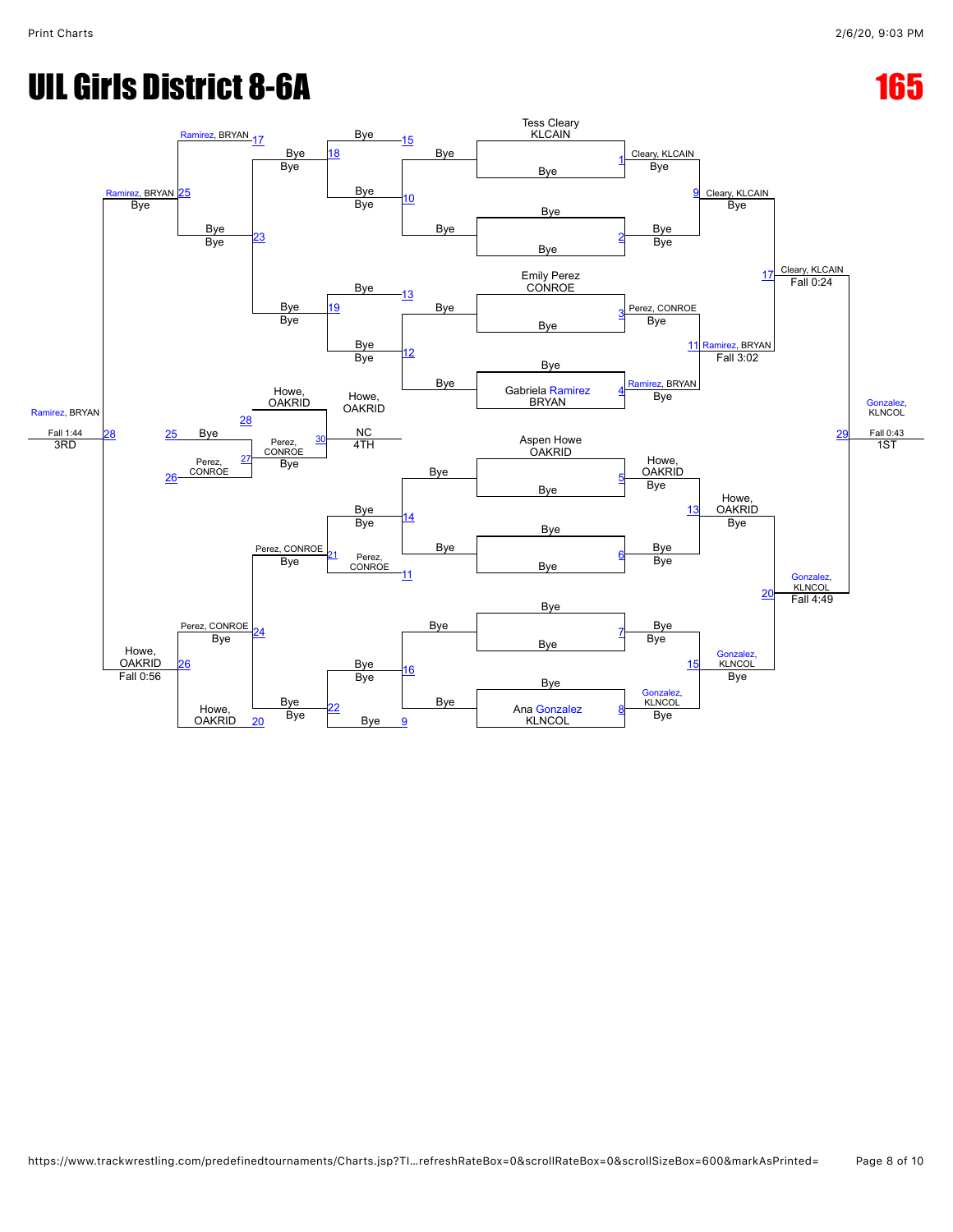# UIL Girls District 8-6A

**165**

## Championship Bracket

| Match | Wrestler 1 | Wrestler 2 | Winner | Result |
|---|---|---|---|---|
| 1 | Tess Cleary, KLCAIN | Bye | Cleary, KLCAIN | Bye |
| 2 | Bye | Bye | Bye | Bye |
| 3 | Emily Perez, CONROE | Bye | Perez, CONROE | Bye |
| 4 | Bye | Gabriela Ramirez, BRYAN | Ramirez, BRYAN | Bye |
| 5 | Aspen Howe, OAKRID | Bye | Howe, OAKRID | Bye |
| 6 | Bye | Bye | Bye | Bye |
| 7 | Bye | Bye | Bye | Bye |
| 8 | Bye | Ana Gonzalez, KLNCOL | Gonzalez, KLNCOL | Bye |
| 9 | Cleary, KLCAIN | Bye | Cleary, KLCAIN | Bye |
| 11 | Perez, CONROE | Ramirez, BRYAN | Ramirez, BRYAN | Fall 3:02 |
| 13 | Howe, OAKRID | Bye | Howe, OAKRID | Bye |
| 15 | Bye | Gonzalez, KLNCOL | Gonzalez, KLNCOL | Bye |
| 17 | Cleary, KLCAIN | Ramirez, BRYAN | Cleary, KLCAIN | Fall 0:24 |
| 20 | Howe, OAKRID | Gonzalez, KLNCOL | Gonzalez, KLNCOL | Fall 4:49 |
| 29 | Cleary, KLCAIN | Gonzalez, KLNCOL | Gonzalez, KLNCOL (1ST) | Fall 0:43 |

## Consolation Bracket

| Match | Wrestler 1 | Wrestler 2 | Winner | Result |
|---|---|---|---|---|
| 15 | Bye | Bye | Bye | Bye |
| 10 | Bye | Bye | Bye | Bye |
| 13 | Bye | Bye | Bye | Bye |
| 12 | Bye | Bye | Bye | Bye |
| 14 | Bye | Bye | Bye | Bye |
| 11 | Perez, CONROE | Bye | Perez, CONROE | Bye |
| 16 | Bye | Bye | Bye | Bye |
| 9 | Bye | Bye | Bye | Bye |
| 18 | Bye | Bye | Bye | Bye |
| 19 | Bye | Bye | Bye | Bye |
| 21 | Bye | Perez, CONROE | Perez, CONROE | Bye |
| 22 | Bye | Bye | Bye | Bye |
| 17 | Ramirez, BRYAN | Bye | Ramirez, BRYAN | Bye |
| 23 | Bye | Bye | Bye | Bye |
| 24 | Perez, CONROE | Bye | Perez, CONROE | Bye |
| 20 | Howe, OAKRID | Bye | Howe, OAKRID | Bye |
| 25 | Ramirez, BRYAN | Bye | Ramirez, BRYAN | Bye |
| 26 | Perez, CONROE | Howe, OAKRID | Howe, OAKRID | Fall 0:56 |
| 28 | Ramirez, BRYAN | Howe, OAKRID | Ramirez, BRYAN (3RD) | Fall 1:44 |

## 4th Place

| Match | Wrestler 1 | Wrestler 2 | Winner | Result |
|---|---|---|---|---|
| 25 | Bye | | | |
| 26 | Perez, CONROE | | | |
| 27 | Bye | Perez, CONROE | Perez, CONROE | Bye |
| 28 | Howe, OAKRID | | | |
| 30 | Howe, OAKRID | Perez, CONROE | Howe, OAKRID (4TH) | NC |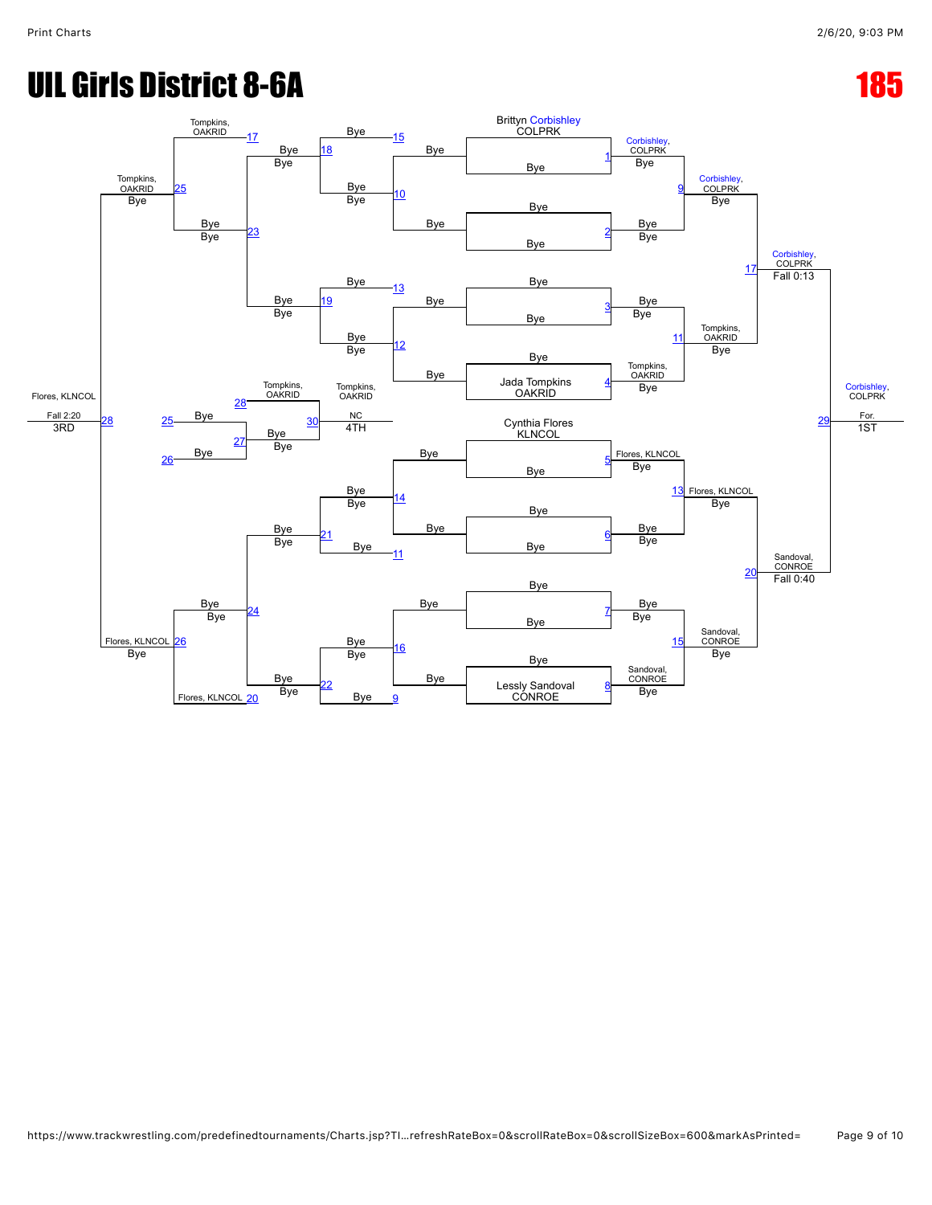# UIL Girls District 8-6A

# 185

## Championship Bracket

| Match | Wrestler 1 | Wrestler 2 | Winner | Result |
|---|---|---|---|---|
| 1 | Brittyn Corbishley, COLPRK | Bye | Corbishley, COLPRK | Bye |
| 2 | Bye | Bye | Bye | Bye |
| 3 | Bye | Bye | Bye | Bye |
| 4 | Bye | Jada Tompkins, OAKRID | Tompkins, OAKRID | Bye |
| 5 | Cynthia Flores, KLNCOL | Bye | Flores, KLNCOL | Bye |
| 6 | Bye | Bye | Bye | Bye |
| 7 | Bye | Bye | Bye | Bye |
| 8 | Bye | Lessly Sandoval, CONROE | Sandoval, CONROE | Bye |
| 9 | Corbishley, COLPRK | Bye | Corbishley, COLPRK | Bye |
| 11 | Bye | Tompkins, OAKRID | Tompkins, OAKRID | Bye |
| 13 | Flores, KLNCOL | Bye | Flores, KLNCOL | Bye |
| 15 | Bye | Sandoval, CONROE | Sandoval, CONROE | Bye |
| 17 | Corbishley, COLPRK | Tompkins, OAKRID | Corbishley, COLPRK | Fall 0:13 |
| 20 | Flores, KLNCOL | Sandoval, CONROE | Sandoval, CONROE | Fall 0:40 |
| 29 | Corbishley, COLPRK | Sandoval, CONROE | Corbishley, COLPRK | For. (1ST) |

## Consolation Bracket

| Match | Wrestler 1 | Wrestler 2 | Winner | Result |
|---|---|---|---|---|
| 10 | Bye | Bye | Bye | Bye |
| 12 | Bye | Bye | Bye | Bye |
| 14 | Bye | Bye | Bye | Bye |
| 16 | Bye | Bye | Bye | Bye |
| 18 | Bye | Bye | Bye | Bye |
| 19 | Bye | Bye | Bye | Bye |
| 21 | Bye | Bye | Bye | Bye |
| 22 | Bye | Bye | Bye | Bye |
| 23 | Tompkins, OAKRID (L17) | Bye | Bye | Bye |
| 24 | Bye | Flores, KLNCOL (L20) | Bye | Bye |
| 25 | Tompkins, OAKRID | Bye | Tompkins, OAKRID | Bye |
| 26 | Bye | Flores, KLNCOL | Flores, KLNCOL | Bye |
| 27 | Bye (L25) | Bye (L26) | Bye | Bye |
| 28 | Tompkins, OAKRID | Flores, KLNCOL | Flores, KLNCOL | Fall 2:20 (3RD) |
| 30 | Tompkins, OAKRID (L28) | Bye | Tompkins, OAKRID | NC (4TH) |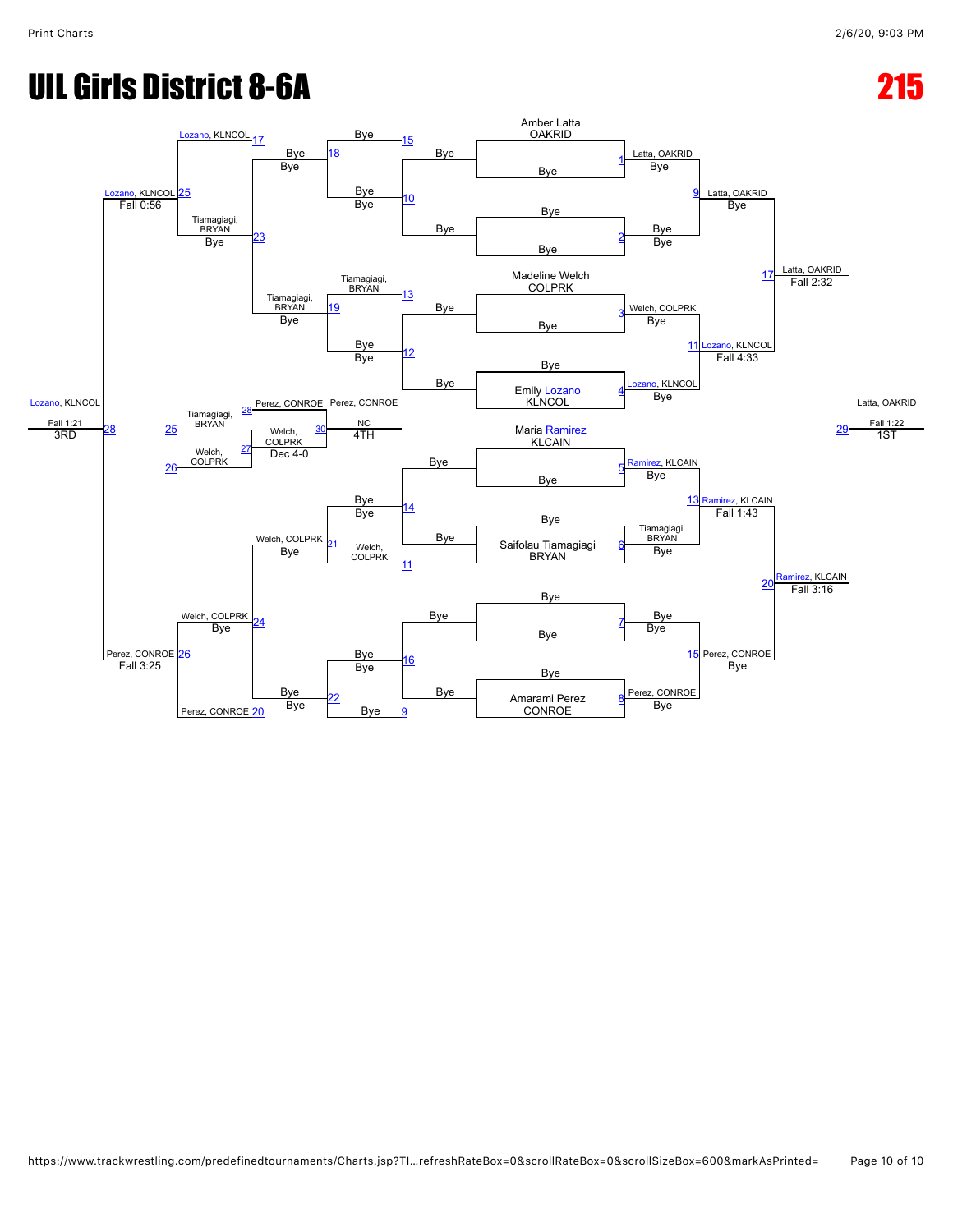# UIL Girls District 8-6A

**215**

Amber Latta
OAKRID

Bye

1 Latta, OAKRID
Bye

Bye

Bye

2 Bye
Bye

9 Latta, OAKRID
Bye

Madeline Welch
COLPRK

Bye

3 Welch, COLPRK
Bye

Bye

Emily Lozano
KLNCOL

4 Lozano, KLNCOL
Bye

11 Lozano, KLNCOL
Fall 4:33

17 Latta, OAKRID
Fall 2:32

Maria Ramirez
KLCAIN

Bye

5 Ramirez, KLCAIN
Bye

Bye

Saifolau Tiamagiagi
BRYAN

6 Tiamagiagi, BRYAN
Bye

13 Ramirez, KLCAIN
Fall 1:43

Bye

Bye

7 Bye
Bye

Bye

Amarami Perez
CONROE

8 Perez, CONROE
Bye

15 Perez, CONROE
Bye

20 Ramirez, KLCAIN
Fall 3:16

29 Latta, OAKRID
Fall 1:22
1ST

Bye 15
Bye 10
Bye 13
Bye 12
Bye 14
Bye 16

18 Bye
Bye

Bye
Bye

19 Tiamagiagi, BRYAN
Bye

Tiamagiagi, BRYAN

Bye
Bye

21 Welch, COLPRK
Bye

Bye
Bye

Welch, COLPRK 11

22 Bye
Bye

Bye 9

17 Lozano, KLNCOL

23 Tiamagiagi, BRYAN
Bye

24 Welch, COLPRK
Bye

20 Perez, CONROE

25 Lozano, KLNCOL
Fall 0:56

26 Perez, CONROE
Fall 3:25

28 Lozano, KLNCOL
Fall 1:21
3RD

25 Tiamagiagi, BRYAN

26 Welch, COLPRK

28 Perez, CONROE

27 Welch, COLPRK
Dec 4-0

30 Perez, CONROE
NC
4TH